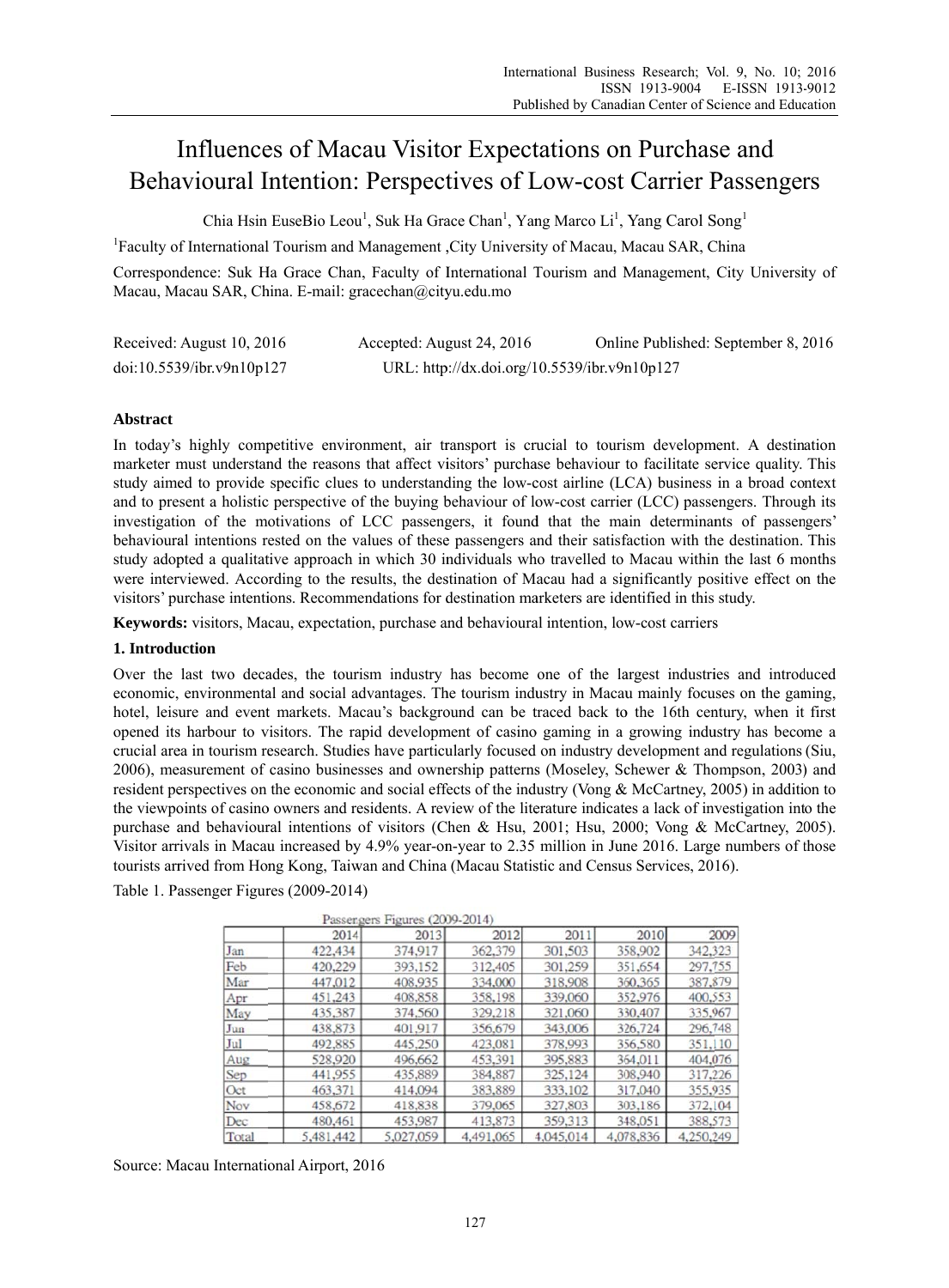# Influences of Macau Visitor Expectations on Purchase and Behavioural Intention: Perspectives of Low-cost Carrier Passengers

Chia Hsin EuseBio Leou[1], Suk Ha Grace Chan[1], Yang Marco Li[1], Yang Carol Song[1]

[1]Faculty of International Tourism and Management ,City University of Macau, Macau SAR, China

Correspondence: Suk Ha Grace Chan, Faculty of International Tourism and Management, City University of Macau, Macau SAR, China. E-mail: gracechan@cityu.edu.mo

Received: August 10, 2016 Accepted: August 24, 2016 Online Published: September 8, 2016

doi:10.5539/ibr.v9n10p127 URL: http://dx.doi.org/10.5539/ibr.v9n10p127

## Abstract

In today's highly competitive environment, air transport is crucial to tourism development. A destination marketer must understand the reasons that affect visitors' purchase behaviour to facilitate service quality. This study aimed to provide specific clues to understanding the low-cost airline (LCA) business in a broad context and to present a holistic perspective of the buying behaviour of low-cost carrier (LCC) passengers. Through its investigation of the motivations of LCC passengers, it found that the main determinants of passengers' behavioural intentions rested on the values of these passengers and their satisfaction with the destination. This study adopted a qualitative approach in which 30 individuals who travelled to Macau within the last 6 months were interviewed. According to the results, the destination of Macau had a significantly positive effect on the visitors' purchase intentions. Recommendations for destination marketers are identified in this study.

**Keywords:** visitors, Macau, expectation, purchase and behavioural intention, low-cost carriers

## 1. Introduction

Over the last two decades, the tourism industry has become one of the largest industries and introduced economic, environmental and social advantages. The tourism industry in Macau mainly focuses on the gaming, hotel, leisure and event markets. Macau's background can be traced back to the 16th century, when it first opened its harbour to visitors. The rapid development of casino gaming in a growing industry has become a crucial area in tourism research. Studies have particularly focused on industry development and regulations (Siu, 2006), measurement of casino businesses and ownership patterns (Moseley, Schewer & Thompson, 2003) and resident perspectives on the economic and social effects of the industry (Vong & McCartney, 2005) in addition to the viewpoints of casino owners and residents. A review of the literature indicates a lack of investigation into the purchase and behavioural intentions of visitors (Chen & Hsu, 2001; Hsu, 2000; Vong & McCartney, 2005). Visitor arrivals in Macau increased by 4.9% year-on-year to 2.35 million in June 2016. Large numbers of those tourists arrived from Hong Kong, Taiwan and China (Macau Statistic and Census Services, 2016).

Table 1. Passenger Figures (2009-2014)

Passengers Figures (2009-2014)

| | 2014 | 2013 | 2012 | 2011 | 2010 | 2009 |
|---|---|---|---|---|---|---|
| Jan | 422,434 | 374,917 | 362,379 | 301,503 | 358,902 | 342,323 |
| Feb | 420,229 | 393,152 | 312,405 | 301,259 | 351,654 | 297,755 |
| Mar | 447,012 | 408,935 | 334,000 | 318,908 | 360,365 | 387,879 |
| Apr | 451,243 | 408,858 | 358,198 | 339,060 | 352,976 | 400,553 |
| May | 435,387 | 374,560 | 329,218 | 321,060 | 330,407 | 335,967 |
| Jun | 438,873 | 401,917 | 356,679 | 343,006 | 326,724 | 296,748 |
| Jul | 492,885 | 445,250 | 423,081 | 378,993 | 356,580 | 351,110 |
| Aug | 528,920 | 496,662 | 453,391 | 395,883 | 364,011 | 404,076 |
| Sep | 441,955 | 435,889 | 384,887 | 325,124 | 308,940 | 317,226 |
| Oct | 463,371 | 414,094 | 383,889 | 333,102 | 317,040 | 355,935 |
| Nov | 458,672 | 418,838 | 379,065 | 327,803 | 303,186 | 372,104 |
| Dec | 480,461 | 453,987 | 413,873 | 359,313 | 348,051 | 388,573 |
| Total | 5,481,442 | 5,027,059 | 4,491,065 | 4,045,014 | 4,078,836 | 4,250,249 |

Source: Macau International Airport, 2016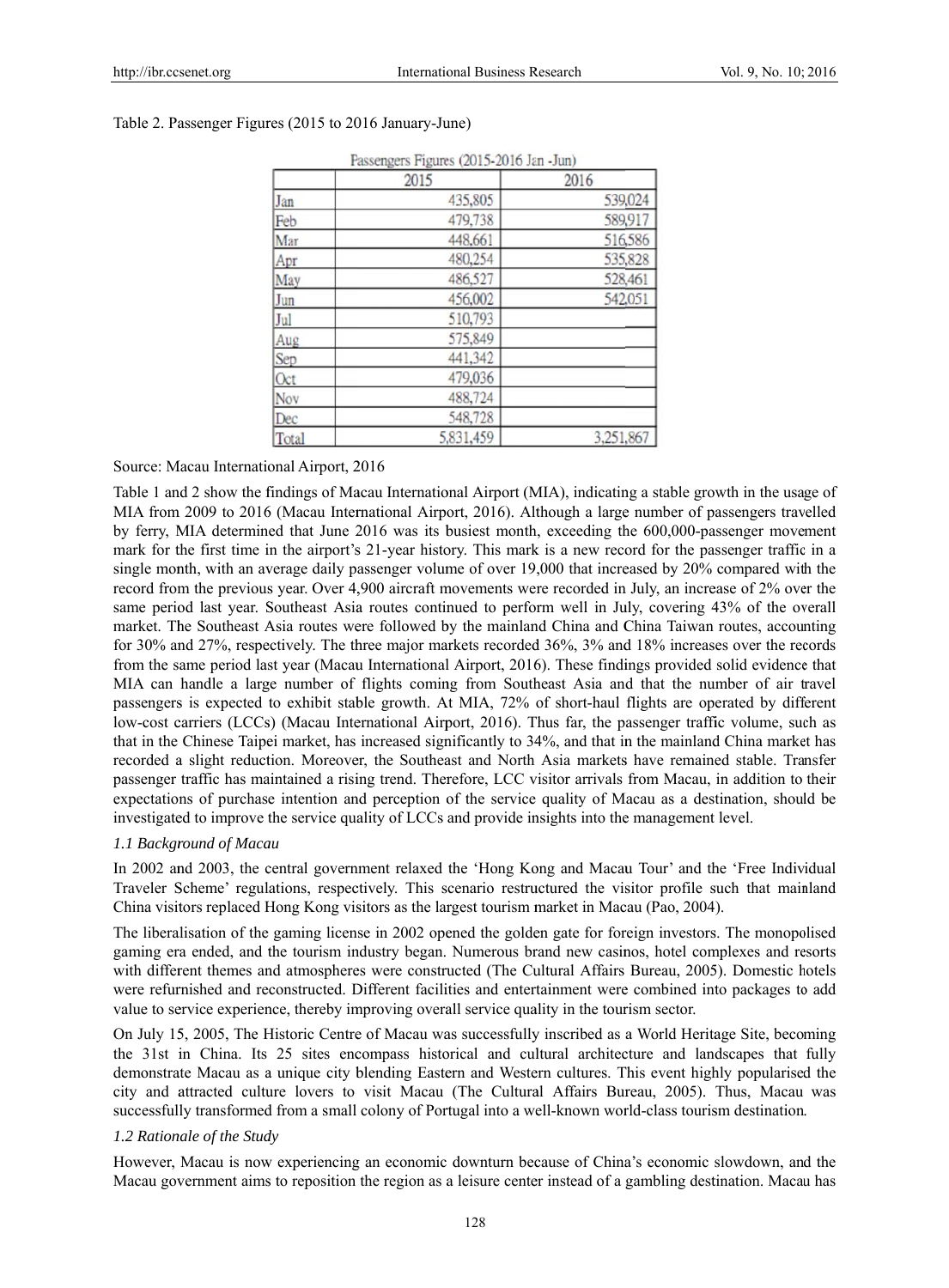Table 2. Passenger Figures (2015 to 2016 January-June)

| Passengers Figures (2015-2016 Jan -Jun) | | |
|---|---|---|
| | 2015 | 2016 |
| Jan | 435,805 | 539,024 |
| Feb | 479,738 | 589,917 |
| Mar | 448,661 | 516,586 |
| Apr | 480,254 | 535,828 |
| May | 486,527 | 528,461 |
| Jun | 456,002 | 542,051 |
| Jul | 510,793 | |
| Aug | 575,849 | |
| Sep | 441,342 | |
| Oct | 479,036 | |
| Nov | 488,724 | |
| Dec | 548,728 | |
| Total | 5,831,459 | 3,251,867 |

Source: Macau International Airport, 2016

Table 1 and 2 show the findings of Macau International Airport (MIA), indicating a stable growth in the usage of MIA from 2009 to 2016 (Macau International Airport, 2016). Although a large number of passengers travelled by ferry, MIA determined that June 2016 was its busiest month, exceeding the 600,000-passenger movement mark for the first time in the airport's 21-year history. This mark is a new record for the passenger traffic in a single month, with an average daily passenger volume of over 19,000 that increased by 20% compared with the record from the previous year. Over 4,900 aircraft movements were recorded in July, an increase of 2% over the same period last year. Southeast Asia routes continued to perform well in July, covering 43% of the overall market. The Southeast Asia routes were followed by the mainland China and China Taiwan routes, accounting for 30% and 27%, respectively. The three major markets recorded 36%, 3% and 18% increases over the records from the same period last year (Macau International Airport, 2016). These findings provided solid evidence that MIA can handle a large number of flights coming from Southeast Asia and that the number of air travel passengers is expected to exhibit stable growth. At MIA, 72% of short-haul flights are operated by different low-cost carriers (LCCs) (Macau International Airport, 2016). Thus far, the passenger traffic volume, such as that in the Chinese Taipei market, has increased significantly to 34%, and that in the mainland China market has recorded a slight reduction. Moreover, the Southeast and North Asia markets have remained stable. Transfer passenger traffic has maintained a rising trend. Therefore, LCC visitor arrivals from Macau, in addition to their expectations of purchase intention and perception of the service quality of Macau as a destination, should be investigated to improve the service quality of LCCs and provide insights into the management level.

### *1.1 Background of Macau*

In 2002 and 2003, the central government relaxed the 'Hong Kong and Macau Tour' and the 'Free Individual Traveler Scheme' regulations, respectively. This scenario restructured the visitor profile such that mainland China visitors replaced Hong Kong visitors as the largest tourism market in Macau (Pao, 2004).

The liberalisation of the gaming license in 2002 opened the golden gate for foreign investors. The monopolised gaming era ended, and the tourism industry began. Numerous brand new casinos, hotel complexes and resorts with different themes and atmospheres were constructed (The Cultural Affairs Bureau, 2005). Domestic hotels were refurnished and reconstructed. Different facilities and entertainment were combined into packages to add value to service experience, thereby improving overall service quality in the tourism sector.

On July 15, 2005, The Historic Centre of Macau was successfully inscribed as a World Heritage Site, becoming the 31st in China. Its 25 sites encompass historical and cultural architecture and landscapes that fully demonstrate Macau as a unique city blending Eastern and Western cultures. This event highly popularised the city and attracted culture lovers to visit Macau (The Cultural Affairs Bureau, 2005). Thus, Macau was successfully transformed from a small colony of Portugal into a well-known world-class tourism destination.

### *1.2 Rationale of the Study*

However, Macau is now experiencing an economic downturn because of China's economic slowdown, and the Macau government aims to reposition the region as a leisure center instead of a gambling destination. Macau has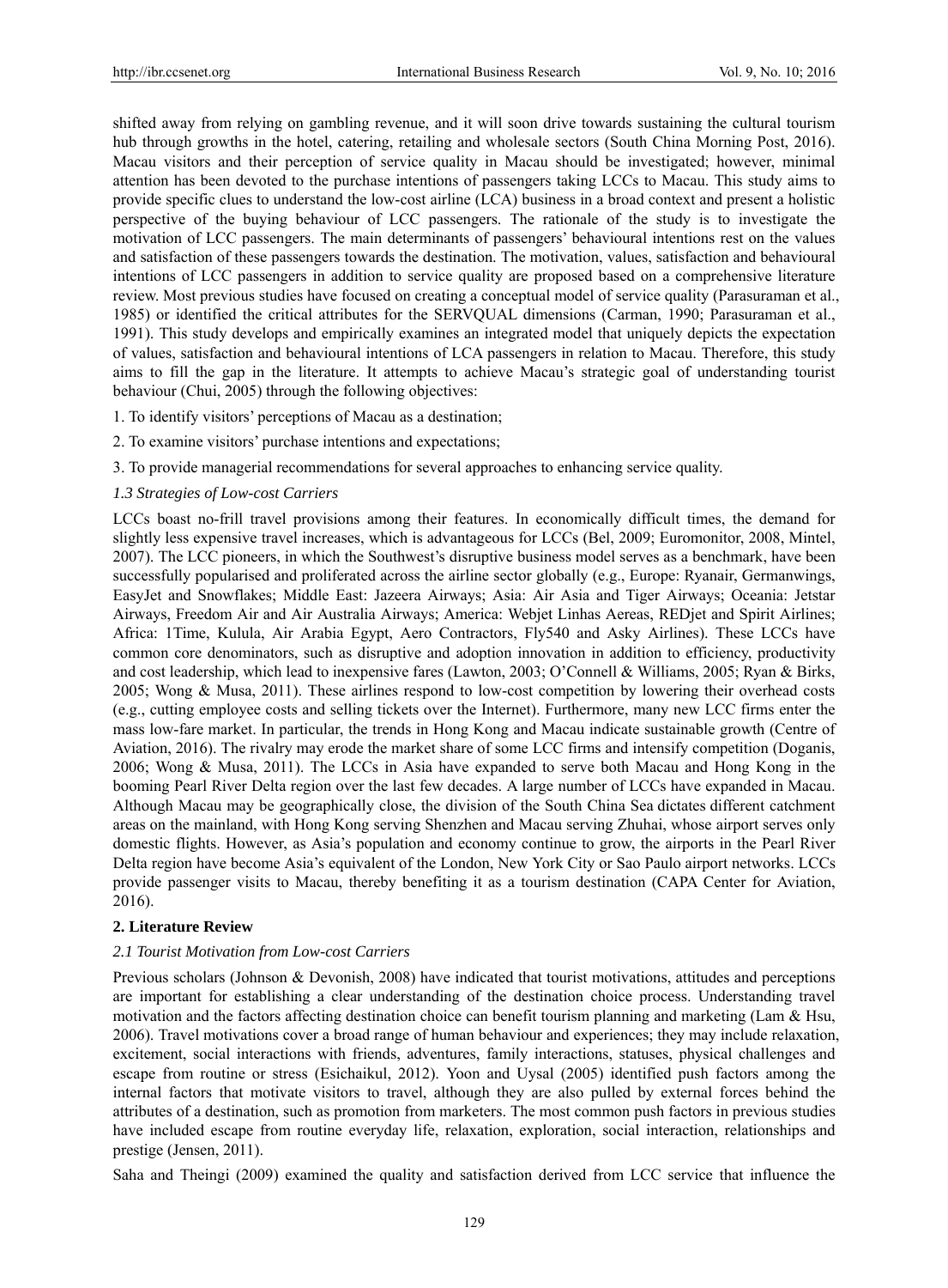shifted away from relying on gambling revenue, and it will soon drive towards sustaining the cultural tourism hub through growths in the hotel, catering, retailing and wholesale sectors (South China Morning Post, 2016). Macau visitors and their perception of service quality in Macau should be investigated; however, minimal attention has been devoted to the purchase intentions of passengers taking LCCs to Macau. This study aims to provide specific clues to understand the low-cost airline (LCA) business in a broad context and present a holistic perspective of the buying behaviour of LCC passengers. The rationale of the study is to investigate the motivation of LCC passengers. The main determinants of passengers' behavioural intentions rest on the values and satisfaction of these passengers towards the destination. The motivation, values, satisfaction and behavioural intentions of LCC passengers in addition to service quality are proposed based on a comprehensive literature review. Most previous studies have focused on creating a conceptual model of service quality (Parasuraman et al., 1985) or identified the critical attributes for the SERVQUAL dimensions (Carman, 1990; Parasuraman et al., 1991). This study develops and empirically examines an integrated model that uniquely depicts the expectation of values, satisfaction and behavioural intentions of LCA passengers in relation to Macau. Therefore, this study aims to fill the gap in the literature. It attempts to achieve Macau's strategic goal of understanding tourist behaviour (Chui, 2005) through the following objectives:

1. To identify visitors' perceptions of Macau as a destination;
2. To examine visitors' purchase intentions and expectations;
3. To provide managerial recommendations for several approaches to enhancing service quality.

### *1.3 Strategies of Low-cost Carriers*

LCCs boast no-frill travel provisions among their features. In economically difficult times, the demand for slightly less expensive travel increases, which is advantageous for LCCs (Bel, 2009; Euromonitor, 2008, Mintel, 2007). The LCC pioneers, in which the Southwest's disruptive business model serves as a benchmark, have been successfully popularised and proliferated across the airline sector globally (e.g., Europe: Ryanair, Germanwings, EasyJet and Snowflakes; Middle East: Jazeera Airways; Asia: Air Asia and Tiger Airways; Oceania: Jetstar Airways, Freedom Air and Air Australia Airways; America: Webjet Linhas Aereas, REDjet and Spirit Airlines; Africa: 1Time, Kulula, Air Arabia Egypt, Aero Contractors, Fly540 and Asky Airlines). These LCCs have common core denominators, such as disruptive and adoption innovation in addition to efficiency, productivity and cost leadership, which lead to inexpensive fares (Lawton, 2003; O'Connell & Williams, 2005; Ryan & Birks, 2005; Wong & Musa, 2011). These airlines respond to low-cost competition by lowering their overhead costs (e.g., cutting employee costs and selling tickets over the Internet). Furthermore, many new LCC firms enter the mass low-fare market. In particular, the trends in Hong Kong and Macau indicate sustainable growth (Centre of Aviation, 2016). The rivalry may erode the market share of some LCC firms and intensify competition (Doganis, 2006; Wong & Musa, 2011). The LCCs in Asia have expanded to serve both Macau and Hong Kong in the booming Pearl River Delta region over the last few decades. A large number of LCCs have expanded in Macau. Although Macau may be geographically close, the division of the South China Sea dictates different catchment areas on the mainland, with Hong Kong serving Shenzhen and Macau serving Zhuhai, whose airport serves only domestic flights. However, as Asia's population and economy continue to grow, the airports in the Pearl River Delta region have become Asia's equivalent of the London, New York City or Sao Paulo airport networks. LCCs provide passenger visits to Macau, thereby benefiting it as a tourism destination (CAPA Center for Aviation, 2016).

## 2. Literature Review

### *2.1 Tourist Motivation from Low-cost Carriers*

Previous scholars (Johnson & Devonish, 2008) have indicated that tourist motivations, attitudes and perceptions are important for establishing a clear understanding of the destination choice process. Understanding travel motivation and the factors affecting destination choice can benefit tourism planning and marketing (Lam & Hsu, 2006). Travel motivations cover a broad range of human behaviour and experiences; they may include relaxation, excitement, social interactions with friends, adventures, family interactions, statuses, physical challenges and escape from routine or stress (Esichaikul, 2012). Yoon and Uysal (2005) identified push factors among the internal factors that motivate visitors to travel, although they are also pulled by external forces behind the attributes of a destination, such as promotion from marketers. The most common push factors in previous studies have included escape from routine everyday life, relaxation, exploration, social interaction, relationships and prestige (Jensen, 2011).

Saha and Theingi (2009) examined the quality and satisfaction derived from LCC service that influence the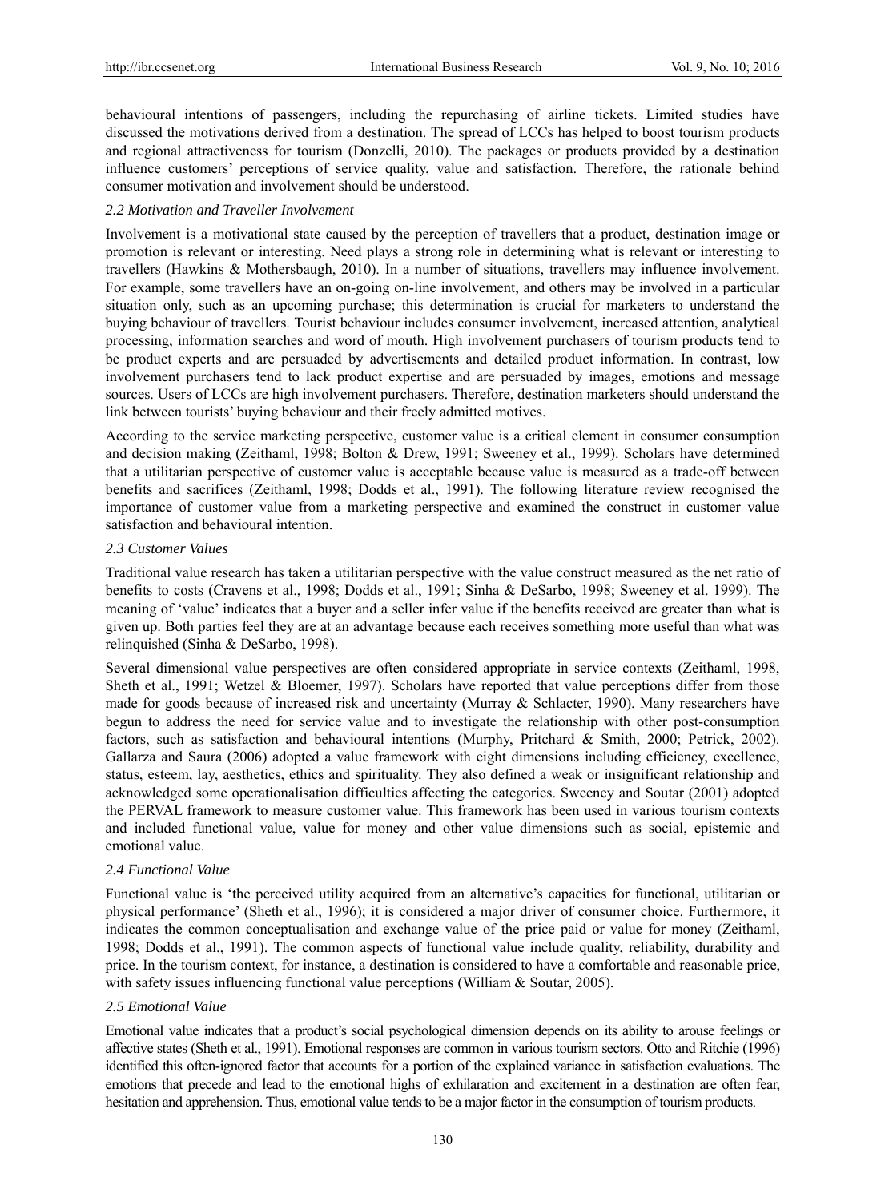behavioural intentions of passengers, including the repurchasing of airline tickets. Limited studies have discussed the motivations derived from a destination. The spread of LCCs has helped to boost tourism products and regional attractiveness for tourism (Donzelli, 2010). The packages or products provided by a destination influence customers' perceptions of service quality, value and satisfaction. Therefore, the rationale behind consumer motivation and involvement should be understood.

### *2.2 Motivation and Traveller Involvement*

Involvement is a motivational state caused by the perception of travellers that a product, destination image or promotion is relevant or interesting. Need plays a strong role in determining what is relevant or interesting to travellers (Hawkins & Mothersbaugh, 2010). In a number of situations, travellers may influence involvement. For example, some travellers have an on-going on-line involvement, and others may be involved in a particular situation only, such as an upcoming purchase; this determination is crucial for marketers to understand the buying behaviour of travellers. Tourist behaviour includes consumer involvement, increased attention, analytical processing, information searches and word of mouth. High involvement purchasers of tourism products tend to be product experts and are persuaded by advertisements and detailed product information. In contrast, low involvement purchasers tend to lack product expertise and are persuaded by images, emotions and message sources. Users of LCCs are high involvement purchasers. Therefore, destination marketers should understand the link between tourists' buying behaviour and their freely admitted motives.

According to the service marketing perspective, customer value is a critical element in consumer consumption and decision making (Zeithaml, 1998; Bolton & Drew, 1991; Sweeney et al., 1999). Scholars have determined that a utilitarian perspective of customer value is acceptable because value is measured as a trade-off between benefits and sacrifices (Zeithaml, 1998; Dodds et al., 1991). The following literature review recognised the importance of customer value from a marketing perspective and examined the construct in customer value satisfaction and behavioural intention.

### *2.3 Customer Values*

Traditional value research has taken a utilitarian perspective with the value construct measured as the net ratio of benefits to costs (Cravens et al., 1998; Dodds et al., 1991; Sinha & DeSarbo, 1998; Sweeney et al. 1999). The meaning of 'value' indicates that a buyer and a seller infer value if the benefits received are greater than what is given up. Both parties feel they are at an advantage because each receives something more useful than what was relinquished (Sinha & DeSarbo, 1998).

Several dimensional value perspectives are often considered appropriate in service contexts (Zeithaml, 1998, Sheth et al., 1991; Wetzel & Bloemer, 1997). Scholars have reported that value perceptions differ from those made for goods because of increased risk and uncertainty (Murray & Schlacter, 1990). Many researchers have begun to address the need for service value and to investigate the relationship with other post-consumption factors, such as satisfaction and behavioural intentions (Murphy, Pritchard & Smith, 2000; Petrick, 2002). Gallarza and Saura (2006) adopted a value framework with eight dimensions including efficiency, excellence, status, esteem, lay, aesthetics, ethics and spirituality. They also defined a weak or insignificant relationship and acknowledged some operationalisation difficulties affecting the categories. Sweeney and Soutar (2001) adopted the PERVAL framework to measure customer value. This framework has been used in various tourism contexts and included functional value, value for money and other value dimensions such as social, epistemic and emotional value.

### *2.4 Functional Value*

Functional value is 'the perceived utility acquired from an alternative's capacities for functional, utilitarian or physical performance' (Sheth et al., 1996); it is considered a major driver of consumer choice. Furthermore, it indicates the common conceptualisation and exchange value of the price paid or value for money (Zeithaml, 1998; Dodds et al., 1991). The common aspects of functional value include quality, reliability, durability and price. In the tourism context, for instance, a destination is considered to have a comfortable and reasonable price, with safety issues influencing functional value perceptions (William & Soutar, 2005).

### *2.5 Emotional Value*

Emotional value indicates that a product's social psychological dimension depends on its ability to arouse feelings or affective states (Sheth et al., 1991). Emotional responses are common in various tourism sectors. Otto and Ritchie (1996) identified this often-ignored factor that accounts for a portion of the explained variance in satisfaction evaluations. The emotions that precede and lead to the emotional highs of exhilaration and excitement in a destination are often fear, hesitation and apprehension. Thus, emotional value tends to be a major factor in the consumption of tourism products.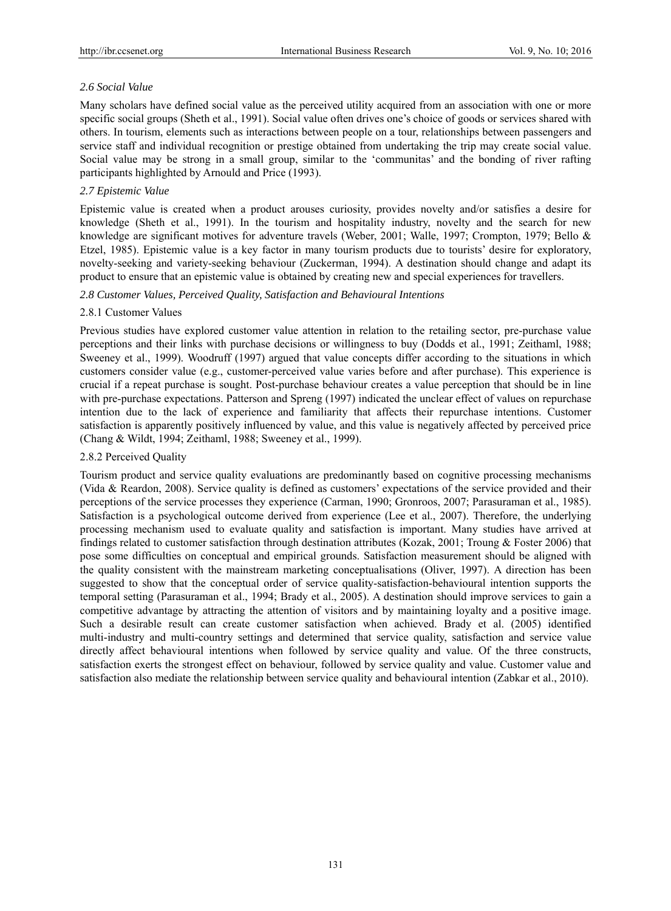### *2.6 Social Value*

Many scholars have defined social value as the perceived utility acquired from an association with one or more specific social groups (Sheth et al., 1991). Social value often drives one's choice of goods or services shared with others. In tourism, elements such as interactions between people on a tour, relationships between passengers and service staff and individual recognition or prestige obtained from undertaking the trip may create social value. Social value may be strong in a small group, similar to the 'communitas' and the bonding of river rafting participants highlighted by Arnould and Price (1993).

### *2.7 Epistemic Value*

Epistemic value is created when a product arouses curiosity, provides novelty and/or satisfies a desire for knowledge (Sheth et al., 1991). In the tourism and hospitality industry, novelty and the search for new knowledge are significant motives for adventure travels (Weber, 2001; Walle, 1997; Crompton, 1979; Bello & Etzel, 1985). Epistemic value is a key factor in many tourism products due to tourists' desire for exploratory, novelty-seeking and variety-seeking behaviour (Zuckerman, 1994). A destination should change and adapt its product to ensure that an epistemic value is obtained by creating new and special experiences for travellers.

### *2.8 Customer Values, Perceived Quality, Satisfaction and Behavioural Intentions*

#### 2.8.1 Customer Values

Previous studies have explored customer value attention in relation to the retailing sector, pre-purchase value perceptions and their links with purchase decisions or willingness to buy (Dodds et al., 1991; Zeithaml, 1988; Sweeney et al., 1999). Woodruff (1997) argued that value concepts differ according to the situations in which customers consider value (e.g., customer-perceived value varies before and after purchase). This experience is crucial if a repeat purchase is sought. Post-purchase behaviour creates a value perception that should be in line with pre-purchase expectations. Patterson and Spreng (1997) indicated the unclear effect of values on repurchase intention due to the lack of experience and familiarity that affects their repurchase intentions. Customer satisfaction is apparently positively influenced by value, and this value is negatively affected by perceived price (Chang & Wildt, 1994; Zeithaml, 1988; Sweeney et al., 1999).

#### 2.8.2 Perceived Quality

Tourism product and service quality evaluations are predominantly based on cognitive processing mechanisms (Vida & Reardon, 2008). Service quality is defined as customers' expectations of the service provided and their perceptions of the service processes they experience (Carman, 1990; Gronroos, 2007; Parasuraman et al., 1985). Satisfaction is a psychological outcome derived from experience (Lee et al., 2007). Therefore, the underlying processing mechanism used to evaluate quality and satisfaction is important. Many studies have arrived at findings related to customer satisfaction through destination attributes (Kozak, 2001; Troung & Foster 2006) that pose some difficulties on conceptual and empirical grounds. Satisfaction measurement should be aligned with the quality consistent with the mainstream marketing conceptualisations (Oliver, 1997). A direction has been suggested to show that the conceptual order of service quality-satisfaction-behavioural intention supports the temporal setting (Parasuraman et al., 1994; Brady et al., 2005). A destination should improve services to gain a competitive advantage by attracting the attention of visitors and by maintaining loyalty and a positive image. Such a desirable result can create customer satisfaction when achieved. Brady et al. (2005) identified multi-industry and multi-country settings and determined that service quality, satisfaction and service value directly affect behavioural intentions when followed by service quality and value. Of the three constructs, satisfaction exerts the strongest effect on behaviour, followed by service quality and value. Customer value and satisfaction also mediate the relationship between service quality and behavioural intention (Zabkar et al., 2010).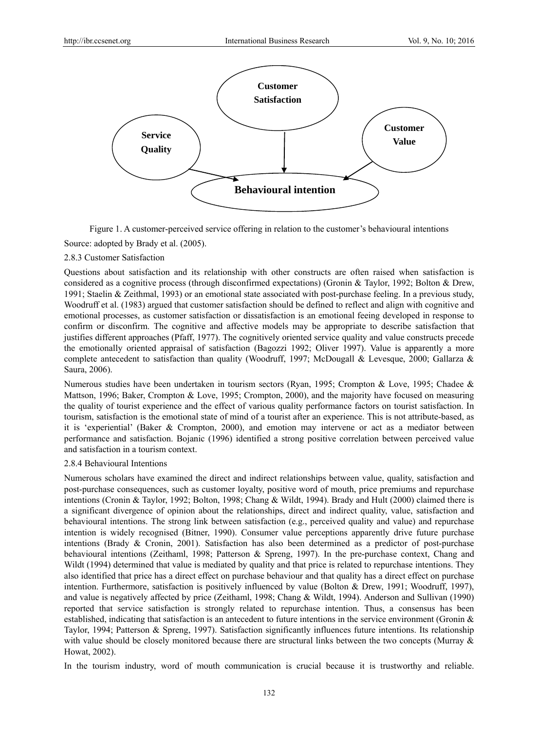Figure 1. A customer-perceived service offering in relation to the customer's behavioural intentions

Source: adopted by Brady et al. (2005).

#### 2.8.3 Customer Satisfaction

Questions about satisfaction and its relationship with other constructs are often raised when satisfaction is considered as a cognitive process (through disconfirmed expectations) (Gronin & Taylor, 1992; Bolton & Drew, 1991; Staelin & Zeithmal, 1993) or an emotional state associated with post-purchase feeling. In a previous study, Woodruff et al. (1983) argued that customer satisfaction should be defined to reflect and align with cognitive and emotional processes, as customer satisfaction or dissatisfaction is an emotional feeing developed in response to confirm or disconfirm. The cognitive and affective models may be appropriate to describe satisfaction that justifies different approaches (Pfaff, 1977). The cognitively oriented service quality and value constructs precede the emotionally oriented appraisal of satisfaction (Bagozzi 1992; Oliver 1997). Value is apparently a more complete antecedent to satisfaction than quality (Woodruff, 1997; McDougall & Levesque, 2000; Gallarza & Saura, 2006).

Numerous studies have been undertaken in tourism sectors (Ryan, 1995; Crompton & Love, 1995; Chadee & Mattson, 1996; Baker, Crompton & Love, 1995; Crompton, 2000), and the majority have focused on measuring the quality of tourist experience and the effect of various quality performance factors on tourist satisfaction. In tourism, satisfaction is the emotional state of mind of a tourist after an experience. This is not attribute-based, as it is 'experiential' (Baker & Crompton, 2000), and emotion may intervene or act as a mediator between performance and satisfaction. Bojanic (1996) identified a strong positive correlation between perceived value and satisfaction in a tourism context.

#### 2.8.4 Behavioural Intentions

Numerous scholars have examined the direct and indirect relationships between value, quality, satisfaction and post-purchase consequences, such as customer loyalty, positive word of mouth, price premiums and repurchase intentions (Cronin & Taylor, 1992; Bolton, 1998; Chang & Wildt, 1994). Brady and Hult (2000) claimed there is a significant divergence of opinion about the relationships, direct and indirect quality, value, satisfaction and behavioural intentions. The strong link between satisfaction (e.g., perceived quality and value) and repurchase intention is widely recognised (Bitner, 1990). Consumer value perceptions apparently drive future purchase intentions (Brady & Cronin, 2001). Satisfaction has also been determined as a predictor of post-purchase behavioural intentions (Zeithaml, 1998; Patterson & Spreng, 1997). In the pre-purchase context, Chang and Wildt (1994) determined that value is mediated by quality and that price is related to repurchase intentions. They also identified that price has a direct effect on purchase behaviour and that quality has a direct effect on purchase intention. Furthermore, satisfaction is positively influenced by value (Bolton & Drew, 1991; Woodruff, 1997), and value is negatively affected by price (Zeithaml, 1998; Chang & Wildt, 1994). Anderson and Sullivan (1990) reported that service satisfaction is strongly related to repurchase intention. Thus, a consensus has been established, indicating that satisfaction is an antecedent to future intentions in the service environment (Gronin & Taylor, 1994; Patterson & Spreng, 1997). Satisfaction significantly influences future intentions. Its relationship with value should be closely monitored because there are structural links between the two concepts (Murray & Howat, 2002).

In the tourism industry, word of mouth communication is crucial because it is trustworthy and reliable.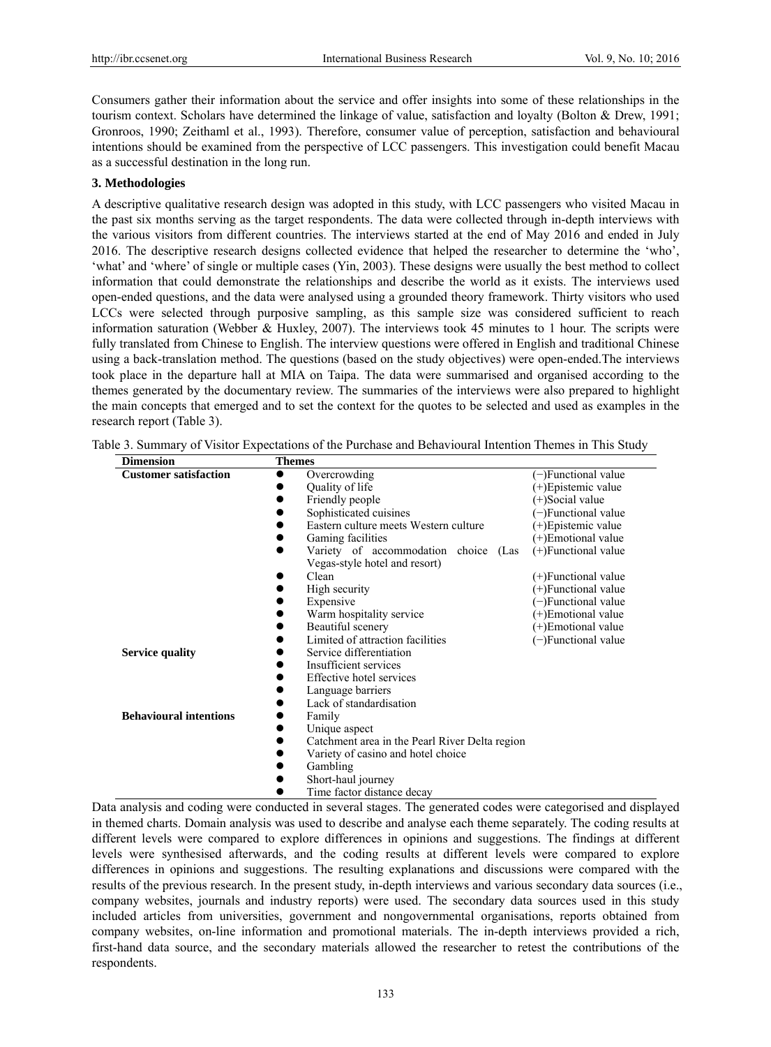Consumers gather their information about the service and offer insights into some of these relationships in the tourism context. Scholars have determined the linkage of value, satisfaction and loyalty (Bolton & Drew, 1991; Gronroos, 1990; Zeithaml et al., 1993). Therefore, consumer value of perception, satisfaction and behavioural intentions should be examined from the perspective of LCC passengers. This investigation could benefit Macau as a successful destination in the long run.

### 3. Methodologies

A descriptive qualitative research design was adopted in this study, with LCC passengers who visited Macau in the past six months serving as the target respondents. The data were collected through in-depth interviews with the various visitors from different countries. The interviews started at the end of May 2016 and ended in July 2016. The descriptive research designs collected evidence that helped the researcher to determine the 'who', 'what' and 'where' of single or multiple cases (Yin, 2003). These designs were usually the best method to collect information that could demonstrate the relationships and describe the world as it exists. The interviews used open-ended questions, and the data were analysed using a grounded theory framework. Thirty visitors who used LCCs were selected through purposive sampling, as this sample size was considered sufficient to reach information saturation (Webber & Huxley, 2007). The interviews took 45 minutes to 1 hour. The scripts were fully translated from Chinese to English. The interview questions were offered in English and traditional Chinese using a back-translation method. The questions (based on the study objectives) were open-ended.The interviews took place in the departure hall at MIA on Taipa. The data were summarised and organised according to the themes generated by the documentary review. The summaries of the interviews were also prepared to highlight the main concepts that emerged and to set the context for the quotes to be selected and used as examples in the research report (Table 3).

Table 3. Summary of Visitor Expectations of the Purchase and Behavioural Intention Themes in This Study

| Dimension | Themes | |
|---|---|---|
| **Customer satisfaction** | Overcrowding | (−)Functional value |
| | Quality of life | (+)Epistemic value |
| | Friendly people | (+)Social value |
| | Sophisticated cuisines | (−)Functional value |
| | Eastern culture meets Western culture | (+)Epistemic value |
| | Gaming facilities | (+)Emotional value |
| | Variety of accommodation choice (Las Vegas-style hotel and resort) | (+)Functional value |
| | Clean | (+)Functional value |
| | High security | (+)Functional value |
| | Expensive | (−)Functional value |
| | Warm hospitality service | (+)Emotional value |
| | Beautiful scenery | (+)Emotional value |
| | Limited of attraction facilities | (−)Functional value |
| **Service quality** | Service differentiation | |
| | Insufficient services | |
| | Effective hotel services | |
| | Language barriers | |
| | Lack of standardisation | |
| **Behavioural intentions** | Family | |
| | Unique aspect | |
| | Catchment area in the Pearl River Delta region | |
| | Variety of casino and hotel choice | |
| | Gambling | |
| | Short-haul journey | |
| | Time factor distance decay | |

Data analysis and coding were conducted in several stages. The generated codes were categorised and displayed in themed charts. Domain analysis was used to describe and analyse each theme separately. The coding results at different levels were compared to explore differences in opinions and suggestions. The findings at different levels were synthesised afterwards, and the coding results at different levels were compared to explore differences in opinions and suggestions. The resulting explanations and discussions were compared with the results of the previous research. In the present study, in-depth interviews and various secondary data sources (i.e., company websites, journals and industry reports) were used. The secondary data sources used in this study included articles from universities, government and nongovernmental organisations, reports obtained from company websites, on-line information and promotional materials. The in-depth interviews provided a rich, first-hand data source, and the secondary materials allowed the researcher to retest the contributions of the respondents.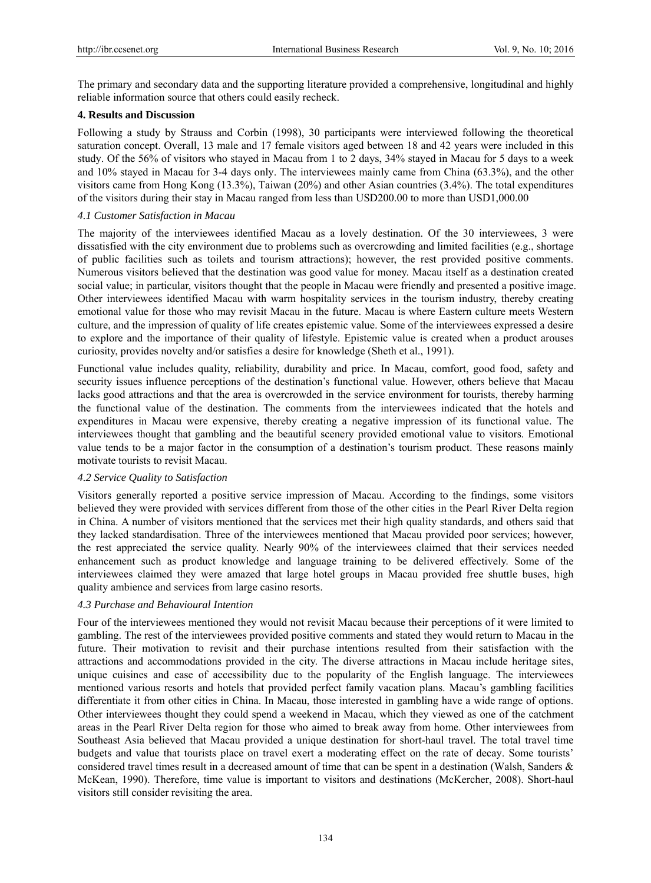The primary and secondary data and the supporting literature provided a comprehensive, longitudinal and highly reliable information source that others could easily recheck.

## 4. Results and Discussion

Following a study by Strauss and Corbin (1998), 30 participants were interviewed following the theoretical saturation concept. Overall, 13 male and 17 female visitors aged between 18 and 42 years were included in this study. Of the 56% of visitors who stayed in Macau from 1 to 2 days, 34% stayed in Macau for 5 days to a week and 10% stayed in Macau for 3-4 days only. The interviewees mainly came from China (63.3%), and the other visitors came from Hong Kong (13.3%), Taiwan (20%) and other Asian countries (3.4%). The total expenditures of the visitors during their stay in Macau ranged from less than USD200.00 to more than USD1,000.00

### *4.1 Customer Satisfaction in Macau*

The majority of the interviewees identified Macau as a lovely destination. Of the 30 interviewees, 3 were dissatisfied with the city environment due to problems such as overcrowding and limited facilities (e.g., shortage of public facilities such as toilets and tourism attractions); however, the rest provided positive comments. Numerous visitors believed that the destination was good value for money. Macau itself as a destination created social value; in particular, visitors thought that the people in Macau were friendly and presented a positive image. Other interviewees identified Macau with warm hospitality services in the tourism industry, thereby creating emotional value for those who may revisit Macau in the future. Macau is where Eastern culture meets Western culture, and the impression of quality of life creates epistemic value. Some of the interviewees expressed a desire to explore and the importance of their quality of lifestyle. Epistemic value is created when a product arouses curiosity, provides novelty and/or satisfies a desire for knowledge (Sheth et al., 1991).

Functional value includes quality, reliability, durability and price. In Macau, comfort, good food, safety and security issues influence perceptions of the destination's functional value. However, others believe that Macau lacks good attractions and that the area is overcrowded in the service environment for tourists, thereby harming the functional value of the destination. The comments from the interviewees indicated that the hotels and expenditures in Macau were expensive, thereby creating a negative impression of its functional value. The interviewees thought that gambling and the beautiful scenery provided emotional value to visitors. Emotional value tends to be a major factor in the consumption of a destination's tourism product. These reasons mainly motivate tourists to revisit Macau.

### *4.2 Service Quality to Satisfaction*

Visitors generally reported a positive service impression of Macau. According to the findings, some visitors believed they were provided with services different from those of the other cities in the Pearl River Delta region in China. A number of visitors mentioned that the services met their high quality standards, and others said that they lacked standardisation. Three of the interviewees mentioned that Macau provided poor services; however, the rest appreciated the service quality. Nearly 90% of the interviewees claimed that their services needed enhancement such as product knowledge and language training to be delivered effectively. Some of the interviewees claimed they were amazed that large hotel groups in Macau provided free shuttle buses, high quality ambience and services from large casino resorts.

### *4.3 Purchase and Behavioural Intention*

Four of the interviewees mentioned they would not revisit Macau because their perceptions of it were limited to gambling. The rest of the interviewees provided positive comments and stated they would return to Macau in the future. Their motivation to revisit and their purchase intentions resulted from their satisfaction with the attractions and accommodations provided in the city. The diverse attractions in Macau include heritage sites, unique cuisines and ease of accessibility due to the popularity of the English language. The interviewees mentioned various resorts and hotels that provided perfect family vacation plans. Macau's gambling facilities differentiate it from other cities in China. In Macau, those interested in gambling have a wide range of options. Other interviewees thought they could spend a weekend in Macau, which they viewed as one of the catchment areas in the Pearl River Delta region for those who aimed to break away from home. Other interviewees from Southeast Asia believed that Macau provided a unique destination for short-haul travel. The total travel time budgets and value that tourists place on travel exert a moderating effect on the rate of decay. Some tourists' considered travel times result in a decreased amount of time that can be spent in a destination (Walsh, Sanders & McKean, 1990). Therefore, time value is important to visitors and destinations (McKercher, 2008). Short-haul visitors still consider revisiting the area.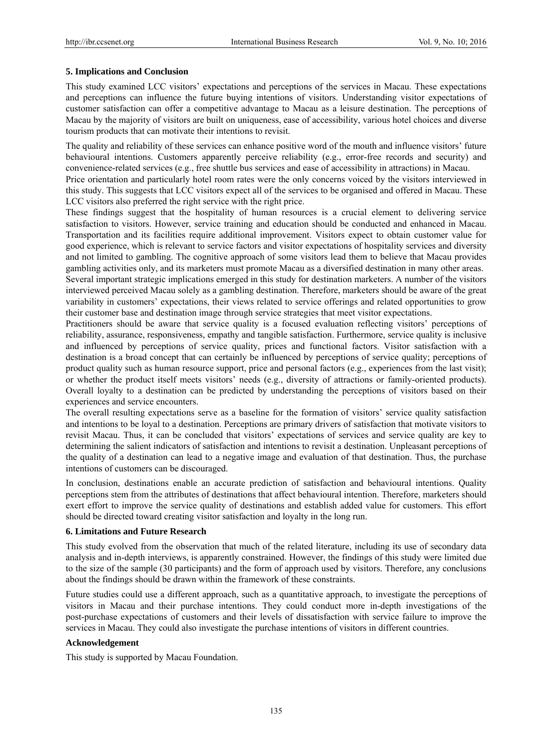## 5. Implications and Conclusion

This study examined LCC visitors' expectations and perceptions of the services in Macau. These expectations and perceptions can influence the future buying intentions of visitors. Understanding visitor expectations of customer satisfaction can offer a competitive advantage to Macau as a leisure destination. The perceptions of Macau by the majority of visitors are built on uniqueness, ease of accessibility, various hotel choices and diverse tourism products that can motivate their intentions to revisit.

The quality and reliability of these services can enhance positive word of the mouth and influence visitors' future behavioural intentions. Customers apparently perceive reliability (e.g., error-free records and security) and convenience-related services (e.g., free shuttle bus services and ease of accessibility in attractions) in Macau.

Price orientation and particularly hotel room rates were the only concerns voiced by the visitors interviewed in this study. This suggests that LCC visitors expect all of the services to be organised and offered in Macau. These LCC visitors also preferred the right service with the right price.

These findings suggest that the hospitality of human resources is a crucial element to delivering service satisfaction to visitors. However, service training and education should be conducted and enhanced in Macau. Transportation and its facilities require additional improvement. Visitors expect to obtain customer value for good experience, which is relevant to service factors and visitor expectations of hospitality services and diversity and not limited to gambling. The cognitive approach of some visitors lead them to believe that Macau provides gambling activities only, and its marketers must promote Macau as a diversified destination in many other areas.

Several important strategic implications emerged in this study for destination marketers. A number of the visitors interviewed perceived Macau solely as a gambling destination. Therefore, marketers should be aware of the great variability in customers' expectations, their views related to service offerings and related opportunities to grow their customer base and destination image through service strategies that meet visitor expectations.

Practitioners should be aware that service quality is a focused evaluation reflecting visitors' perceptions of reliability, assurance, responsiveness, empathy and tangible satisfaction. Furthermore, service quality is inclusive and influenced by perceptions of service quality, prices and functional factors. Visitor satisfaction with a destination is a broad concept that can certainly be influenced by perceptions of service quality; perceptions of product quality such as human resource support, price and personal factors (e.g., experiences from the last visit); or whether the product itself meets visitors' needs (e.g., diversity of attractions or family-oriented products). Overall loyalty to a destination can be predicted by understanding the perceptions of visitors based on their experiences and service encounters.

The overall resulting expectations serve as a baseline for the formation of visitors' service quality satisfaction and intentions to be loyal to a destination. Perceptions are primary drivers of satisfaction that motivate visitors to revisit Macau. Thus, it can be concluded that visitors' expectations of services and service quality are key to determining the salient indicators of satisfaction and intentions to revisit a destination. Unpleasant perceptions of the quality of a destination can lead to a negative image and evaluation of that destination. Thus, the purchase intentions of customers can be discouraged.

In conclusion, destinations enable an accurate prediction of satisfaction and behavioural intentions. Quality perceptions stem from the attributes of destinations that affect behavioural intention. Therefore, marketers should exert effort to improve the service quality of destinations and establish added value for customers. This effort should be directed toward creating visitor satisfaction and loyalty in the long run.

## 6. Limitations and Future Research

This study evolved from the observation that much of the related literature, including its use of secondary data analysis and in-depth interviews, is apparently constrained. However, the findings of this study were limited due to the size of the sample (30 participants) and the form of approach used by visitors. Therefore, any conclusions about the findings should be drawn within the framework of these constraints.

Future studies could use a different approach, such as a quantitative approach, to investigate the perceptions of visitors in Macau and their purchase intentions. They could conduct more in-depth investigations of the post-purchase expectations of customers and their levels of dissatisfaction with service failure to improve the services in Macau. They could also investigate the purchase intentions of visitors in different countries.

## Acknowledgement

This study is supported by Macau Foundation.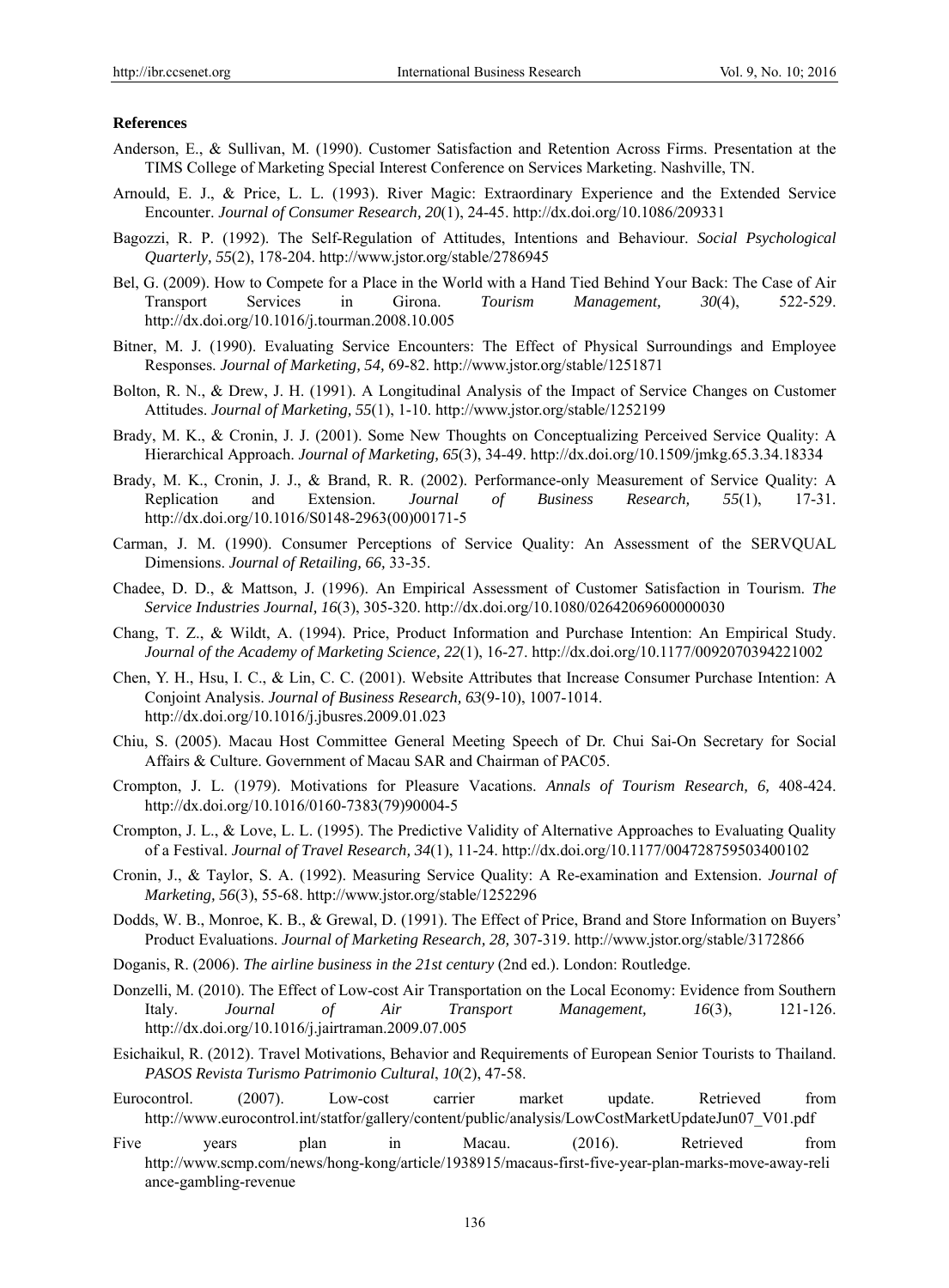**References**

Anderson, E., & Sullivan, M. (1990). Customer Satisfaction and Retention Across Firms. Presentation at the TIMS College of Marketing Special Interest Conference on Services Marketing. Nashville, TN.

Arnould, E. J., & Price, L. L. (1993). River Magic: Extraordinary Experience and the Extended Service Encounter. *Journal of Consumer Research, 20*(1), 24-45. http://dx.doi.org/10.1086/209331

Bagozzi, R. P. (1992). The Self-Regulation of Attitudes, Intentions and Behaviour. *Social Psychological Quarterly, 55*(2), 178-204. http://www.jstor.org/stable/2786945

Bel, G. (2009). How to Compete for a Place in the World with a Hand Tied Behind Your Back: The Case of Air Transport Services in Girona. *Tourism Management, 30*(4), 522-529. http://dx.doi.org/10.1016/j.tourman.2008.10.005

Bitner, M. J. (1990). Evaluating Service Encounters: The Effect of Physical Surroundings and Employee Responses. *Journal of Marketing, 54,* 69-82. http://www.jstor.org/stable/1251871

Bolton, R. N., & Drew, J. H. (1991). A Longitudinal Analysis of the Impact of Service Changes on Customer Attitudes. *Journal of Marketing, 55*(1), 1-10. http://www.jstor.org/stable/1252199

Brady, M. K., & Cronin, J. J. (2001). Some New Thoughts on Conceptualizing Perceived Service Quality: A Hierarchical Approach. *Journal of Marketing, 65*(3), 34-49. http://dx.doi.org/10.1509/jmkg.65.3.34.18334

Brady, M. K., Cronin, J. J., & Brand, R. R. (2002). Performance-only Measurement of Service Quality: A Replication and Extension. *Journal of Business Research, 55*(1), 17-31. http://dx.doi.org/10.1016/S0148-2963(00)00171-5

Carman, J. M. (1990). Consumer Perceptions of Service Quality: An Assessment of the SERVQUAL Dimensions. *Journal of Retailing, 66,* 33-35.

Chadee, D. D., & Mattson, J. (1996). An Empirical Assessment of Customer Satisfaction in Tourism. *The Service Industries Journal, 16*(3), 305-320. http://dx.doi.org/10.1080/02642069600000030

Chang, T. Z., & Wildt, A. (1994). Price, Product Information and Purchase Intention: An Empirical Study. *Journal of the Academy of Marketing Science, 22*(1), 16-27. http://dx.doi.org/10.1177/0092070394221002

Chen, Y. H., Hsu, I. C., & Lin, C. C. (2001). Website Attributes that Increase Consumer Purchase Intention: A Conjoint Analysis. *Journal of Business Research, 63*(9-10), 1007-1014. http://dx.doi.org/10.1016/j.jbusres.2009.01.023

Chiu, S. (2005). Macau Host Committee General Meeting Speech of Dr. Chui Sai-On Secretary for Social Affairs & Culture. Government of Macau SAR and Chairman of PAC05.

Crompton, J. L. (1979). Motivations for Pleasure Vacations. *Annals of Tourism Research, 6,* 408-424. http://dx.doi.org/10.1016/0160-7383(79)90004-5

Crompton, J. L., & Love, L. L. (1995). The Predictive Validity of Alternative Approaches to Evaluating Quality of a Festival. *Journal of Travel Research, 34*(1), 11-24. http://dx.doi.org/10.1177/004728759503400102

Cronin, J., & Taylor, S. A. (1992). Measuring Service Quality: A Re-examination and Extension. *Journal of Marketing, 56*(3), 55-68. http://www.jstor.org/stable/1252296

Dodds, W. B., Monroe, K. B., & Grewal, D. (1991). The Effect of Price, Brand and Store Information on Buyers' Product Evaluations. *Journal of Marketing Research, 28,* 307-319. http://www.jstor.org/stable/3172866

Doganis, R. (2006). *The airline business in the 21st century* (2nd ed.). London: Routledge.

Donzelli, M. (2010). The Effect of Low-cost Air Transportation on the Local Economy: Evidence from Southern Italy. *Journal of Air Transport Management, 16*(3), 121-126. http://dx.doi.org/10.1016/j.jairtraman.2009.07.005

Esichaikul, R. (2012). Travel Motivations, Behavior and Requirements of European Senior Tourists to Thailand. *PASOS Revista Turismo Patrimonio Cultural*, *10*(2), 47-58.

Eurocontrol. (2007). Low-cost carrier market update. Retrieved from http://www.eurocontrol.int/statfor/gallery/content/public/analysis/LowCostMarketUpdateJun07_V01.pdf

Five years plan in Macau. (2016). Retrieved from http://www.scmp.com/news/hong-kong/article/1938915/macaus-first-five-year-plan-marks-move-away-reliance-gambling-revenue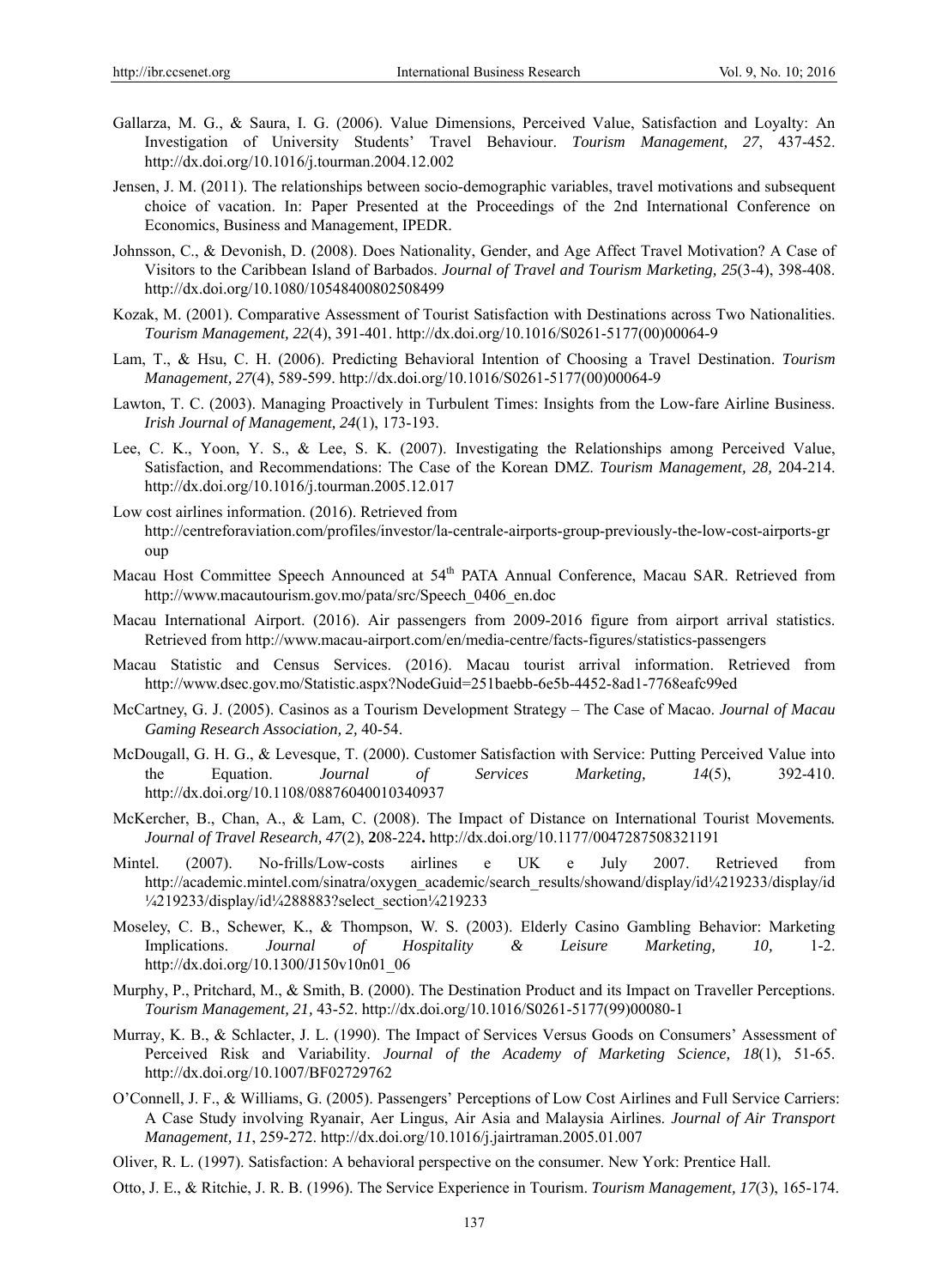Gallarza, M. G., & Saura, I. G. (2006). Value Dimensions, Perceived Value, Satisfaction and Loyalty: An Investigation of University Students' Travel Behaviour. *Tourism Management, 27*, 437-452. http://dx.doi.org/10.1016/j.tourman.2004.12.002

Jensen, J. M. (2011). The relationships between socio-demographic variables, travel motivations and subsequent choice of vacation. In: Paper Presented at the Proceedings of the 2nd International Conference on Economics, Business and Management, IPEDR.

Johnsson, C., & Devonish, D. (2008). Does Nationality, Gender, and Age Affect Travel Motivation? A Case of Visitors to the Caribbean Island of Barbados. *Journal of Travel and Tourism Marketing, 25*(3-4), 398-408. http://dx.doi.org/10.1080/10548400802508499

Kozak, M. (2001). Comparative Assessment of Tourist Satisfaction with Destinations across Two Nationalities. *Tourism Management, 22*(4), 391-401. http://dx.doi.org/10.1016/S0261-5177(00)00064-9

Lam, T., & Hsu, C. H. (2006). Predicting Behavioral Intention of Choosing a Travel Destination. *Tourism Management, 27*(4), 589-599. http://dx.doi.org/10.1016/S0261-5177(00)00064-9

Lawton, T. C. (2003). Managing Proactively in Turbulent Times: Insights from the Low-fare Airline Business. *Irish Journal of Management, 24*(1), 173-193.

Lee, C. K., Yoon, Y. S., & Lee, S. K. (2007). Investigating the Relationships among Perceived Value, Satisfaction, and Recommendations: The Case of the Korean DMZ. *Tourism Management, 28,* 204-214. http://dx.doi.org/10.1016/j.tourman.2005.12.017

Low cost airlines information. (2016). Retrieved from http://centreforaviation.com/profiles/investor/la-centrale-airports-group-previously-the-low-cost-airports-group

Macau Host Committee Speech Announced at 54th PATA Annual Conference, Macau SAR. Retrieved from http://www.macautourism.gov.mo/pata/src/Speech_0406_en.doc

Macau International Airport. (2016). Air passengers from 2009-2016 figure from airport arrival statistics. Retrieved from http://www.macau-airport.com/en/media-centre/facts-figures/statistics-passengers

Macau Statistic and Census Services. (2016). Macau tourist arrival information. Retrieved from http://www.dsec.gov.mo/Statistic.aspx?NodeGuid=251baebb-6e5b-4452-8ad1-7768eafc99ed

McCartney, G. J. (2005). Casinos as a Tourism Development Strategy – The Case of Macao. *Journal of Macau Gaming Research Association, 2,* 40-54.

McDougall, G. H. G., & Levesque, T. (2000). Customer Satisfaction with Service: Putting Perceived Value into the Equation. *Journal of Services Marketing, 14*(5), 392-410. http://dx.doi.org/10.1108/08876040010340937

McKercher, B., Chan, A., & Lam, C. (2008). The Impact of Distance on International Tourist Movements*. Journal of Travel Research, 47*(2), **2**08-224**.** http://dx.doi.org/10.1177/0047287508321191

Mintel. (2007). No-frills/Low-costs airlines e UK e July 2007. Retrieved from http://academic.mintel.com/sinatra/oxygen_academic/search_results/showand/display/id¼219233/display/id¼219233/display/id¼288883?select_section¼219233

Moseley, C. B., Schewer, K., & Thompson, W. S. (2003). Elderly Casino Gambling Behavior: Marketing Implications. *Journal of Hospitality & Leisure Marketing, 10,* 1-2. http://dx.doi.org/10.1300/J150v10n01_06

Murphy, P., Pritchard, M., & Smith, B. (2000). The Destination Product and its Impact on Traveller Perceptions. *Tourism Management, 21*, 43-52. http://dx.doi.org/10.1016/S0261-5177(99)00080-1

Murray, K. B., & Schlacter, J. L. (1990). The Impact of Services Versus Goods on Consumers' Assessment of Perceived Risk and Variability. *Journal of the Academy of Marketing Science, 18*(1), 51-65. http://dx.doi.org/10.1007/BF02729762

O'Connell, J. F., & Williams, G. (2005). Passengers' Perceptions of Low Cost Airlines and Full Service Carriers: A Case Study involving Ryanair, Aer Lingus, Air Asia and Malaysia Airlines. *Journal of Air Transport Management, 11*, 259-272. http://dx.doi.org/10.1016/j.jairtraman.2005.01.007

Oliver, R. L. (1997). Satisfaction: A behavioral perspective on the consumer. New York: Prentice Hall.

Otto, J. E., & Ritchie, J. R. B. (1996). The Service Experience in Tourism. *Tourism Management, 17*(3), 165-174.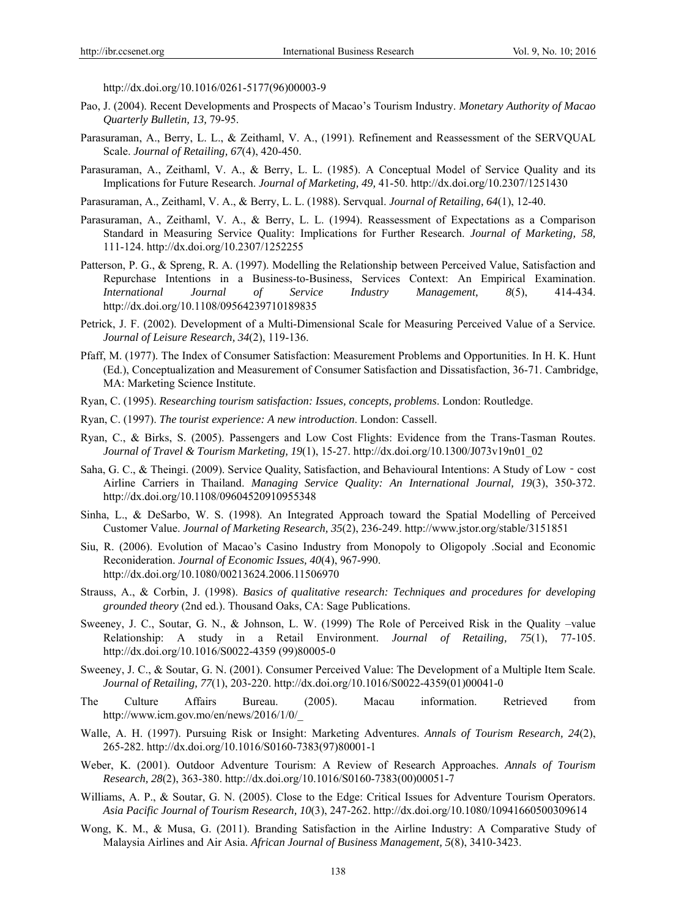http://dx.doi.org/10.1016/0261-5177(96)00003-9

Pao, J. (2004). Recent Developments and Prospects of Macao's Tourism Industry. *Monetary Authority of Macao Quarterly Bulletin, 13,* 79-95.

Parasuraman, A., Berry, L. L., & Zeithaml, V. A., (1991). Refinement and Reassessment of the SERVQUAL Scale. *Journal of Retailing, 67*(4), 420-450.

Parasuraman, A., Zeithaml, V. A., & Berry, L. L. (1985). A Conceptual Model of Service Quality and its Implications for Future Research. *Journal of Marketing, 49,* 41-50. http://dx.doi.org/10.2307/1251430

Parasuraman, A., Zeithaml, V. A., & Berry, L. L. (1988). Servqual. *Journal of Retailing, 64*(1), 12-40.

Parasuraman, A., Zeithaml, V. A., & Berry, L. L. (1994). Reassessment of Expectations as a Comparison Standard in Measuring Service Quality: Implications for Further Research. *Journal of Marketing, 58,* 111-124. http://dx.doi.org/10.2307/1252255

Patterson, P. G., & Spreng, R. A. (1997). Modelling the Relationship between Perceived Value, Satisfaction and Repurchase Intentions in a Business-to-Business, Services Context: An Empirical Examination. *International Journal of Service Industry Management, 8*(5), 414-434. http://dx.doi.org/10.1108/09564239710189835

Petrick, J. F. (2002). Development of a Multi-Dimensional Scale for Measuring Perceived Value of a Service. *Journal of Leisure Research, 34*(2), 119-136.

Pfaff, M. (1977). The Index of Consumer Satisfaction: Measurement Problems and Opportunities. In H. K. Hunt (Ed.), Conceptualization and Measurement of Consumer Satisfaction and Dissatisfaction, 36-71. Cambridge, MA: Marketing Science Institute.

Ryan, C. (1995). *Researching tourism satisfaction: Issues, concepts, problems*. London: Routledge.

Ryan, C. (1997). *The tourist experience: A new introduction*. London: Cassell.

Ryan, C., & Birks, S. (2005). Passengers and Low Cost Flights: Evidence from the Trans-Tasman Routes. *Journal of Travel & Tourism Marketing, 19*(1), 15-27. http://dx.doi.org/10.1300/J073v19n01_02

Saha, G. C., & Theingi. (2009). Service Quality, Satisfaction, and Behavioural Intentions: A Study of Low - cost Airline Carriers in Thailand. *Managing Service Quality: An International Journal, 19*(3), 350-372. http://dx.doi.org/10.1108/09604520910955348

Sinha, L., & DeSarbo, W. S. (1998). An Integrated Approach toward the Spatial Modelling of Perceived Customer Value. *Journal of Marketing Research, 35*(2), 236-249. http://www.jstor.org/stable/3151851

Siu, R. (2006). Evolution of Macao's Casino Industry from Monopoly to Oligopoly .Social and Economic Reconideration. *Journal of Economic Issues, 40*(4), 967-990. http://dx.doi.org/10.1080/00213624.2006.11506970

Strauss, A., & Corbin, J. (1998). *Basics of qualitative research: Techniques and procedures for developing grounded theory* (2nd ed.). Thousand Oaks, CA: Sage Publications.

Sweeney, J. C., Soutar, G. N., & Johnson, L. W. (1999) The Role of Perceived Risk in the Quality –value Relationship: A study in a Retail Environment. *Journal of Retailing, 75*(1), 77-105. http://dx.doi.org/10.1016/S0022-4359 (99)80005-0

Sweeney, J. C., & Soutar, G. N. (2001). Consumer Perceived Value: The Development of a Multiple Item Scale. *Journal of Retailing, 77*(1), 203-220. http://dx.doi.org/10.1016/S0022-4359(01)00041-0

The Culture Affairs Bureau. (2005). Macau information. Retrieved from http://www.icm.gov.mo/en/news/2016/1/0/_

Walle, A. H. (1997). Pursuing Risk or Insight: Marketing Adventures. *Annals of Tourism Research, 24*(2), 265-282. http://dx.doi.org/10.1016/S0160-7383(97)80001-1

Weber, K. (2001). Outdoor Adventure Tourism: A Review of Research Approaches. *Annals of Tourism Research, 28*(2), 363-380. http://dx.doi.org/10.1016/S0160-7383(00)00051-7

Williams, A. P., & Soutar, G. N. (2005). Close to the Edge: Critical Issues for Adventure Tourism Operators. *Asia Pacific Journal of Tourism Research, 10*(3), 247-262. http://dx.doi.org/10.1080/10941660500309614

Wong, K. M., & Musa, G. (2011). Branding Satisfaction in the Airline Industry: A Comparative Study of Malaysia Airlines and Air Asia. *African Journal of Business Management, 5*(8), 3410-3423.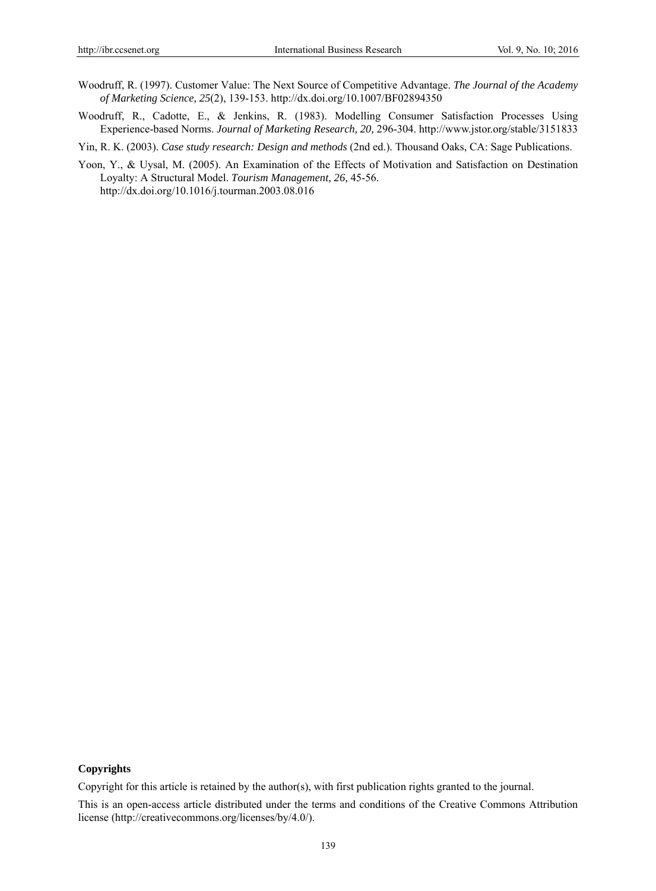Woodruff, R. (1997). Customer Value: The Next Source of Competitive Advantage. *The Journal of the Academy of Marketing Science, 25*(2), 139-153. http://dx.doi.org/10.1007/BF02894350

Woodruff, R., Cadotte, E., & Jenkins, R. (1983). Modelling Consumer Satisfaction Processes Using Experience-based Norms. *Journal of Marketing Research, 20,* 296-304. http://www.jstor.org/stable/3151833

Yin, R. K. (2003). *Case study research: Design and methods* (2nd ed.). Thousand Oaks, CA: Sage Publications.

Yoon, Y., & Uysal, M. (2005). An Examination of the Effects of Motivation and Satisfaction on Destination Loyalty: A Structural Model. *Tourism Management, 26,* 45-56. http://dx.doi.org/10.1016/j.tourman.2003.08.016

**Copyrights**

Copyright for this article is retained by the author(s), with first publication rights granted to the journal.

This is an open-access article distributed under the terms and conditions of the Creative Commons Attribution license (http://creativecommons.org/licenses/by/4.0/).